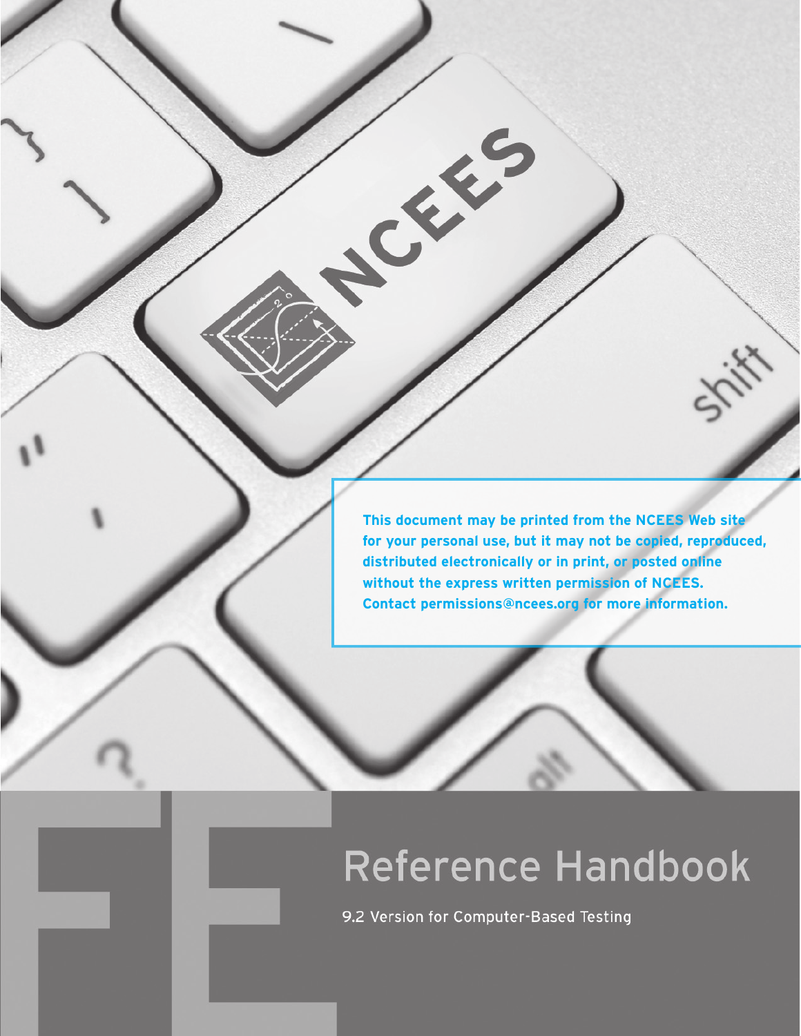# FE

# Reference Handbook

9.2 Version for Computer-Based Testing

**This document may be printed from the NCEES Web site for your personal use, but it may not be copied, reproduced, distributed electronically or in print, or posted online without the express written permission of NCEES. Contact permissions@ncees.org for more information.**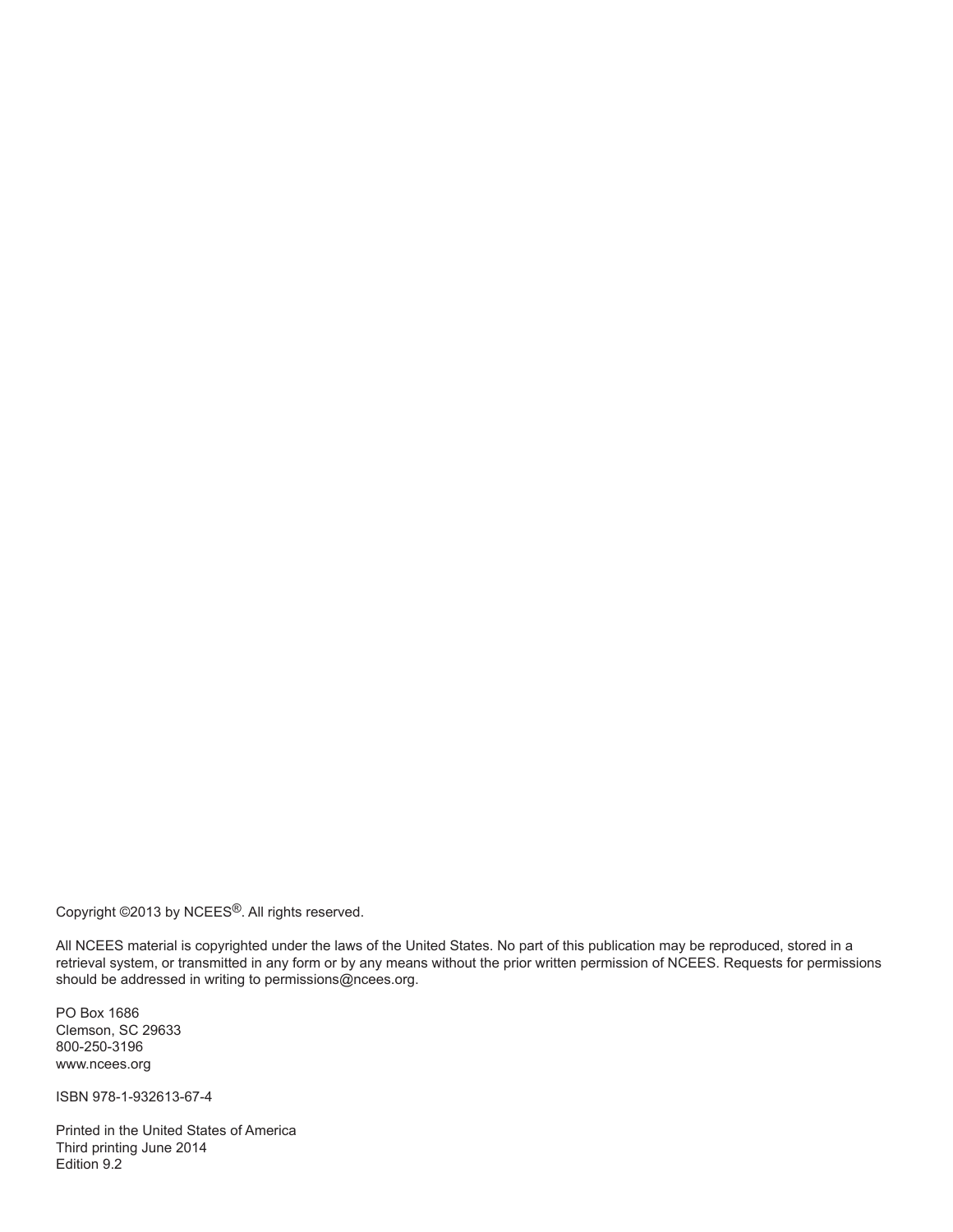Copyright ©2013 by NCEES®. All rights reserved.

All NCEES material is copyrighted under the laws of the United States. No part of this publication may be reproduced, stored in a retrieval system, or transmitted in any form or by any means without the prior written permission of NCEES. Requests for permissions should be addressed in writing to permissions@ncees.org.

PO Box 1686
Clemson, SC 29633
800-250-3196
www.ncees.org

ISBN 978-1-932613-67-4

Printed in the United States of America
Third printing June 2014
Edition 9.2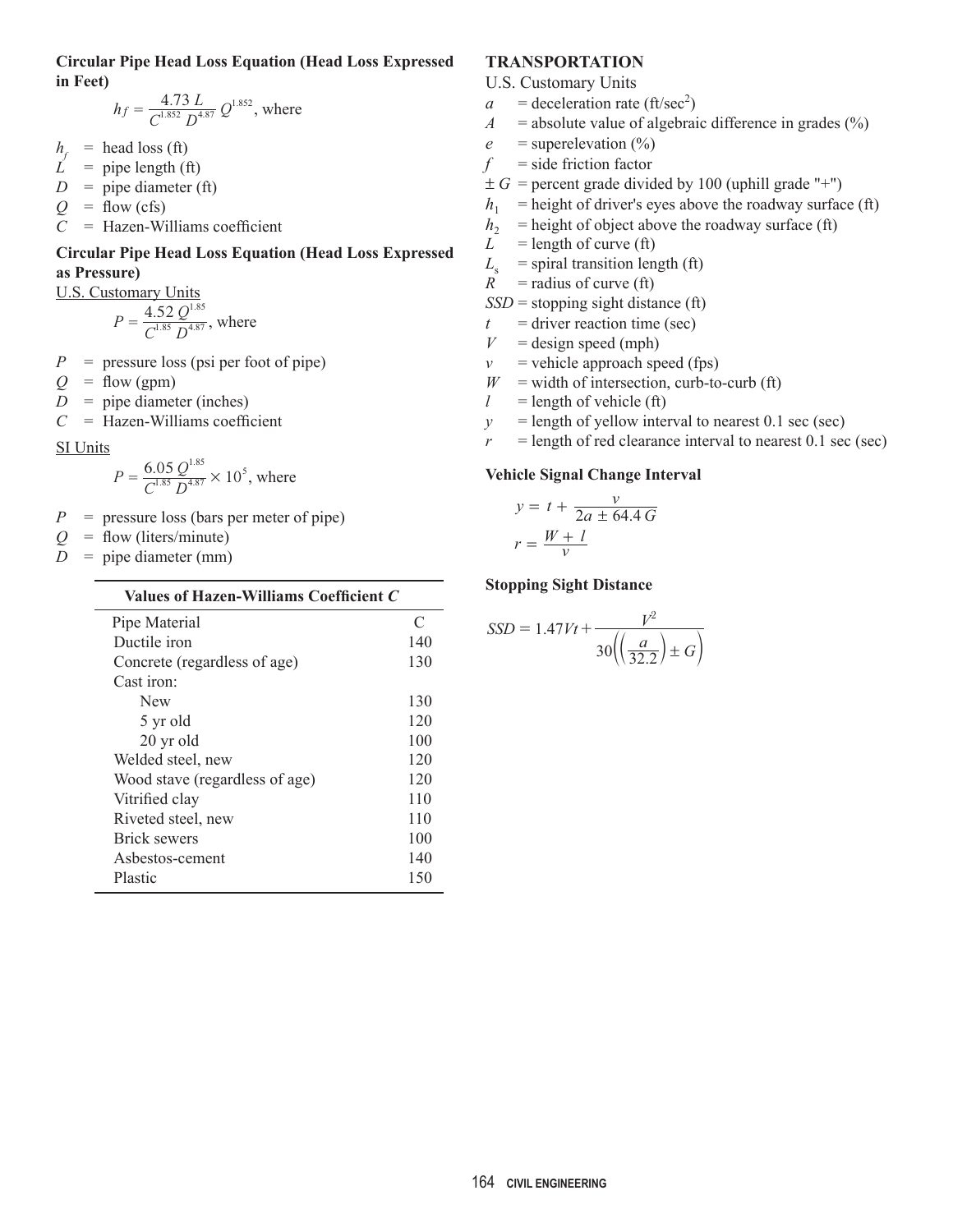**Circular Pipe Head Loss Equation (Head Loss Expressed in Feet)**

$$h_f = \frac{4.73\,L}{C^{1.852}\,D^{4.87}}\,Q^{1.852}, \text{ where}$$

$h_f$ = head loss (ft)
$L$ = pipe length (ft)
$D$ = pipe diameter (ft)
$Q$ = flow (cfs)
$C$ = Hazen-Williams coefficient

**Circular Pipe Head Loss Equation (Head Loss Expressed as Pressure)**

U.S. Customary Units

$$P = \frac{4.52\,Q^{1.85}}{C^{1.85}\,D^{4.87}}, \text{ where}$$

$P$ = pressure loss (psi per foot of pipe)
$Q$ = flow (gpm)
$D$ = pipe diameter (inches)
$C$ = Hazen-Williams coefficient

SI Units

$$P = \frac{6.05\,Q^{1.85}}{C^{1.85}\,D^{4.87}} \times 10^5, \text{ where}$$

$P$ = pressure loss (bars per meter of pipe)
$Q$ = flow (liters/minute)
$D$ = pipe diameter (mm)

**Values of Hazen-Williams Coefficient *C***

| Pipe Material | C |
|---|---|
| Ductile iron | 140 |
| Concrete (regardless of age) | 130 |
| Cast iron: | |
| New | 130 |
| 5 yr old | 120 |
| 20 yr old | 100 |
| Welded steel, new | 120 |
| Wood stave (regardless of age) | 120 |
| Vitrified clay | 110 |
| Riveted steel, new | 110 |
| Brick sewers | 100 |
| Asbestos-cement | 140 |
| Plastic | 150 |

## TRANSPORTATION

U.S. Customary Units

$a$ = deceleration rate (ft/sec$^2$)
$A$ = absolute value of algebraic difference in grades (%)
$e$ = superelevation (%)
$f$ = side friction factor
$\pm G$ = percent grade divided by 100 (uphill grade "+")
$h_1$ = height of driver's eyes above the roadway surface (ft)
$h_2$ = height of object above the roadway surface (ft)
$L$ = length of curve (ft)
$L_s$ = spiral transition length (ft)
$R$ = radius of curve (ft)
$SSD$ = stopping sight distance (ft)
$t$ = driver reaction time (sec)
$V$ = design speed (mph)
$v$ = vehicle approach speed (fps)
$W$ = width of intersection, curb-to-curb (ft)
$l$ = length of vehicle (ft)
$y$ = length of yellow interval to nearest 0.1 sec (sec)
$r$ = length of red clearance interval to nearest 0.1 sec (sec)

**Vehicle Signal Change Interval**

$$y = t + \frac{v}{2a \pm 64.4\,G}$$

$$r = \frac{W + l}{v}$$

**Stopping Sight Distance**

$$SSD = 1.47Vt + \frac{V^2}{30\left(\left(\frac{a}{32.2}\right) \pm G\right)}$$